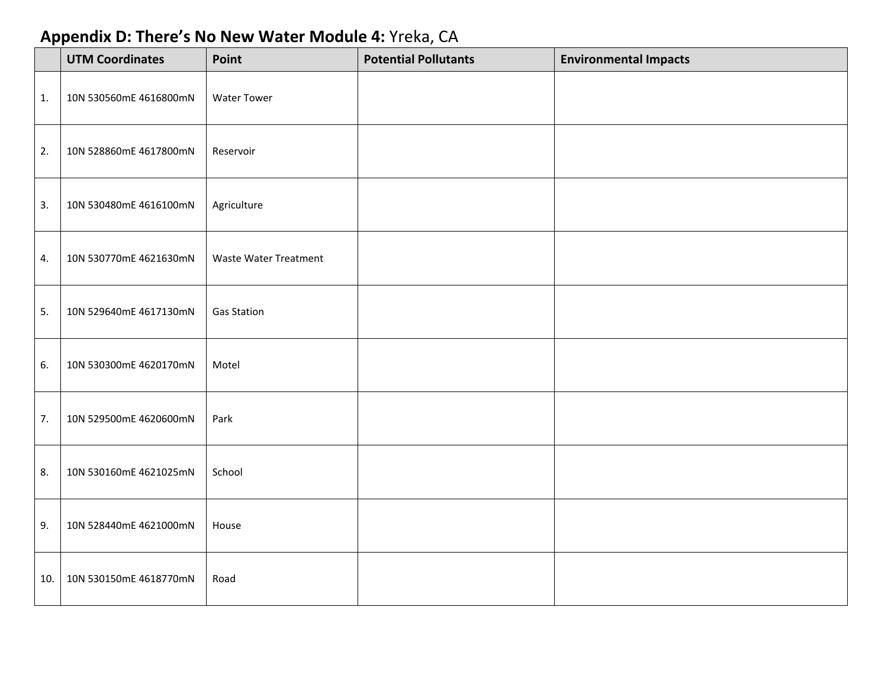## **Appendix D: There's No New Water Module 4:** Yreka, CA

| | UTM Coordinates | Point | Potential Pollutants | Environmental Impacts |
|---|---|---|---|---|
| 1. | 10N 530560mE 4616800mN | Water Tower | | |
| 2. | 10N 528860mE 4617800mN | Reservoir | | |
| 3. | 10N 530480mE 4616100mN | Agriculture | | |
| 4. | 10N 530770mE 4621630mN | Waste Water Treatment | | |
| 5. | 10N 529640mE 4617130mN | Gas Station | | |
| 6. | 10N 530300mE 4620170mN | Motel | | |
| 7. | 10N 529500mE 4620600mN | Park | | |
| 8. | 10N 530160mE 4621025mN | School | | |
| 9. | 10N 528440mE 4621000mN | House | | |
| 10. | 10N 530150mE 4618770mN | Road | | |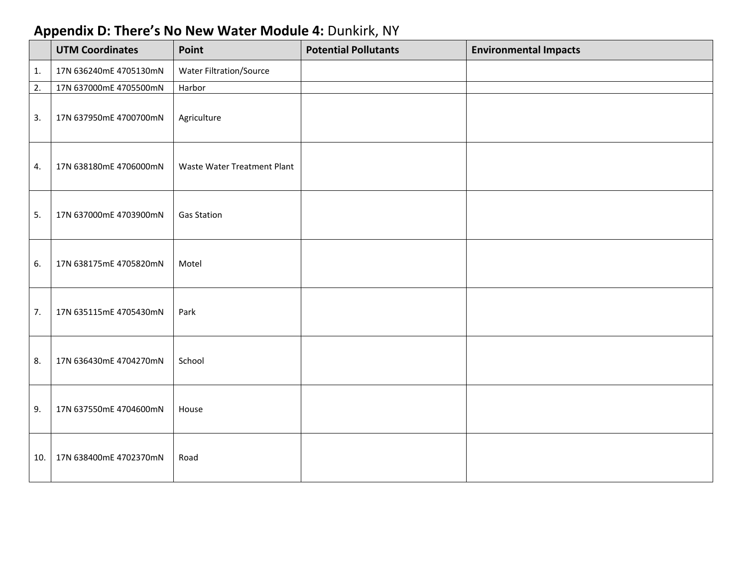## **Appendix D: There's No New Water Module 4:** Dunkirk, NY

| | UTM Coordinates | Point | Potential Pollutants | Environmental Impacts |
|---|---|---|---|---|
| 1. | 17N 636240mE 4705130mN | Water Filtration/Source | | |
| 2. | 17N 637000mE 4705500mN | Harbor | | |
| 3. | 17N 637950mE 4700700mN | Agriculture | | |
| 4. | 17N 638180mE 4706000mN | Waste Water Treatment Plant | | |
| 5. | 17N 637000mE 4703900mN | Gas Station | | |
| 6. | 17N 638175mE 4705820mN | Motel | | |
| 7. | 17N 635115mE 4705430mN | Park | | |
| 8. | 17N 636430mE 4704270mN | School | | |
| 9. | 17N 637550mE 4704600mN | House | | |
| 10. | 17N 638400mE 4702370mN | Road | | |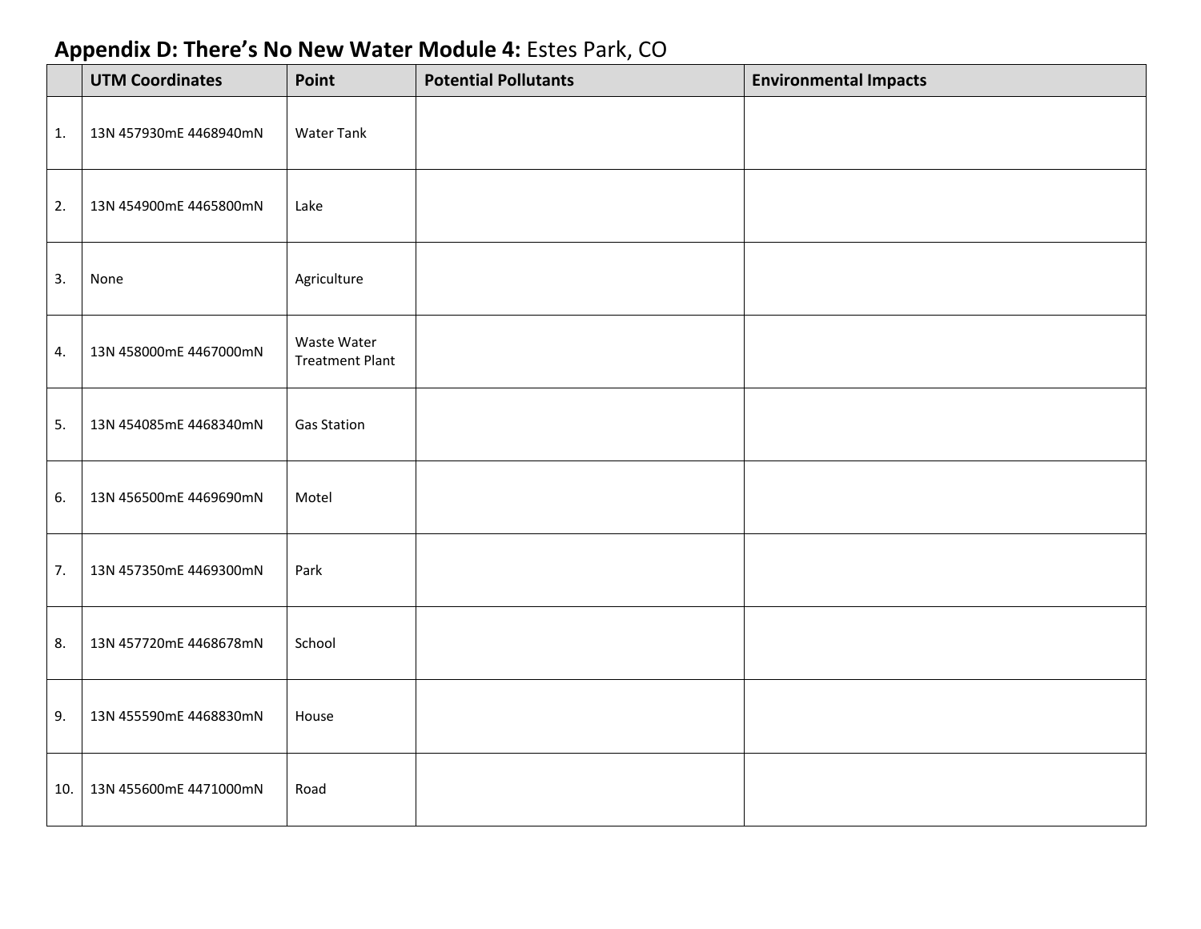## **Appendix D: There's No New Water Module 4:** Estes Park, CO

| | UTM Coordinates | Point | Potential Pollutants | Environmental Impacts |
|---|---|---|---|---|
| 1. | 13N 457930mE 4468940mN | Water Tank | | |
| 2. | 13N 454900mE 4465800mN | Lake | | |
| 3. | None | Agriculture | | |
| 4. | 13N 458000mE 4467000mN | Waste Water Treatment Plant | | |
| 5. | 13N 454085mE 4468340mN | Gas Station | | |
| 6. | 13N 456500mE 4469690mN | Motel | | |
| 7. | 13N 457350mE 4469300mN | Park | | |
| 8. | 13N 457720mE 4468678mN | School | | |
| 9. | 13N 455590mE 4468830mN | House | | |
| 10. | 13N 455600mE 4471000mN | Road | | |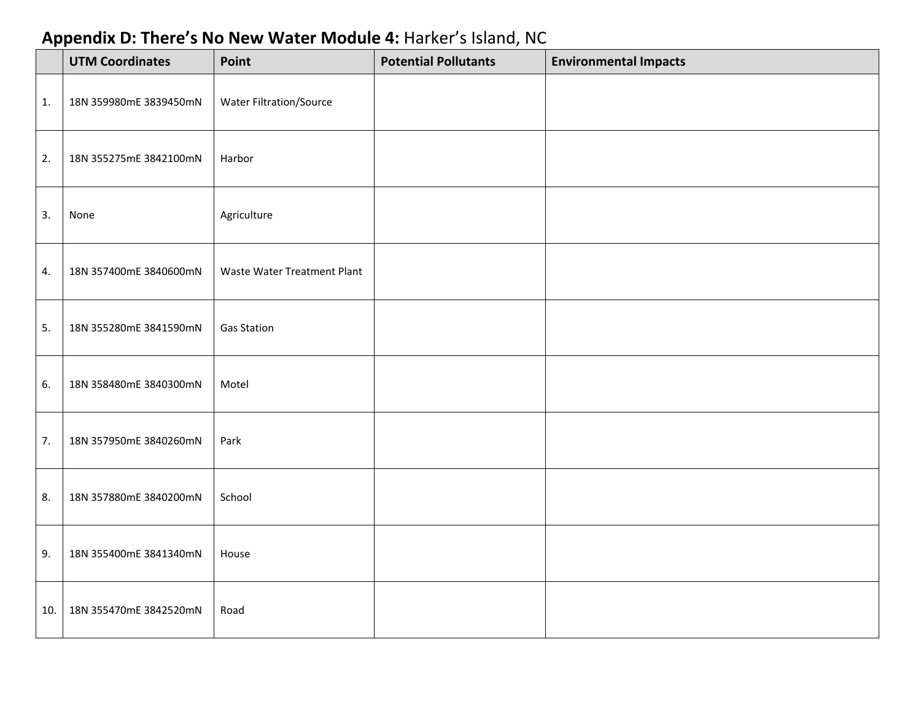## **Appendix D: There's No New Water Module 4:** Harker's Island, NC

| | UTM Coordinates | Point | Potential Pollutants | Environmental Impacts |
|---|---|---|---|---|
| 1. | 18N 359980mE 3839450mN | Water Filtration/Source | | |
| 2. | 18N 355275mE 3842100mN | Harbor | | |
| 3. | None | Agriculture | | |
| 4. | 18N 357400mE 3840600mN | Waste Water Treatment Plant | | |
| 5. | 18N 355280mE 3841590mN | Gas Station | | |
| 6. | 18N 358480mE 3840300mN | Motel | | |
| 7. | 18N 357950mE 3840260mN | Park | | |
| 8. | 18N 357880mE 3840200mN | School | | |
| 9. | 18N 355400mE 3841340mN | House | | |
| 10. | 18N 355470mE 3842520mN | Road | | |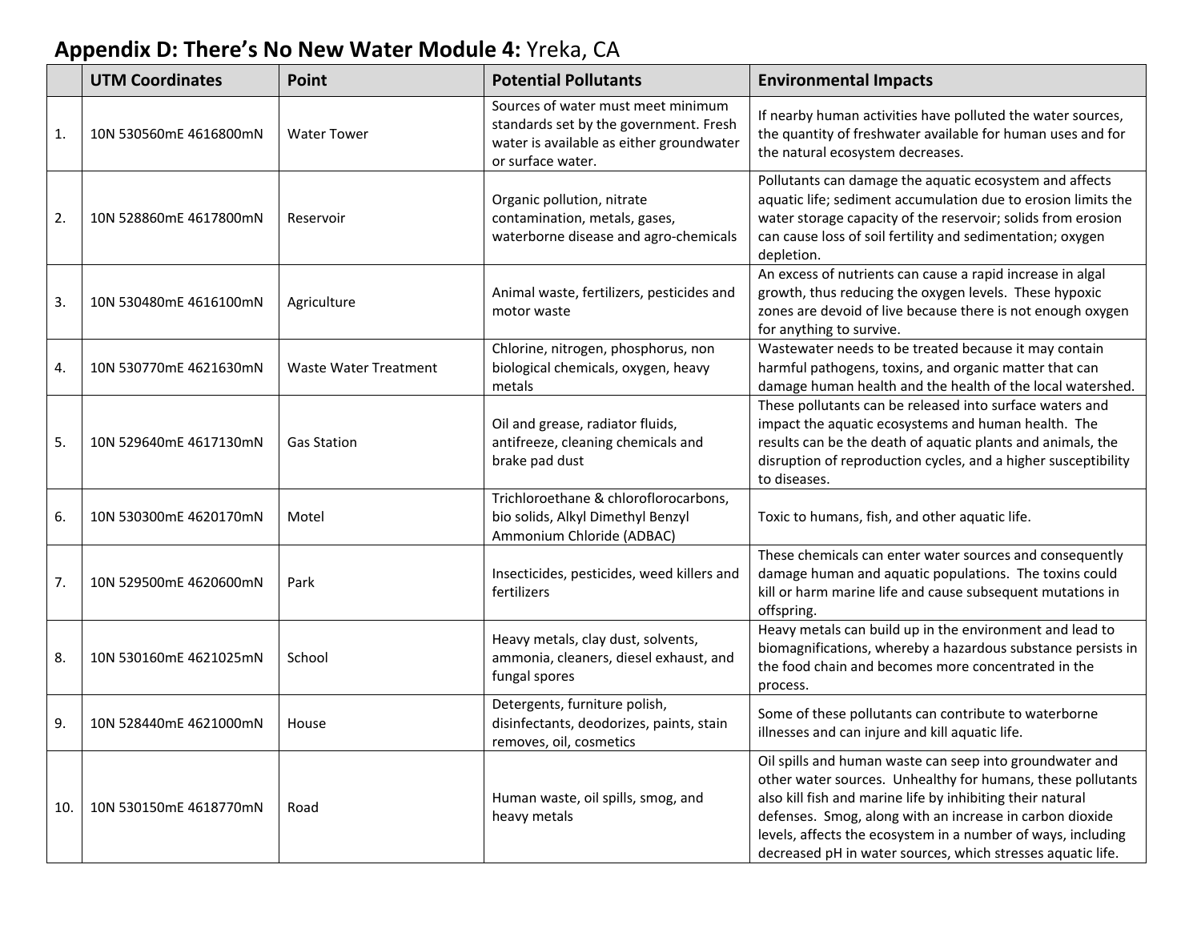## **Appendix D: There's No New Water Module 4:** Yreka, CA

| | UTM Coordinates | Point | Potential Pollutants | Environmental Impacts |
|---|---|---|---|---|
| 1. | 10N 530560mE 4616800mN | Water Tower | Sources of water must meet minimum standards set by the government. Fresh water is available as either groundwater or surface water. | If nearby human activities have polluted the water sources, the quantity of freshwater available for human uses and for the natural ecosystem decreases. |
| 2. | 10N 528860mE 4617800mN | Reservoir | Organic pollution, nitrate contamination, metals, gases, waterborne disease and agro-chemicals | Pollutants can damage the aquatic ecosystem and affects aquatic life; sediment accumulation due to erosion limits the water storage capacity of the reservoir; solids from erosion can cause loss of soil fertility and sedimentation; oxygen depletion. |
| 3. | 10N 530480mE 4616100mN | Agriculture | Animal waste, fertilizers, pesticides and motor waste | An excess of nutrients can cause a rapid increase in algal growth, thus reducing the oxygen levels. These hypoxic zones are devoid of live because there is not enough oxygen for anything to survive. |
| 4. | 10N 530770mE 4621630mN | Waste Water Treatment | Chlorine, nitrogen, phosphorus, non biological chemicals, oxygen, heavy metals | Wastewater needs to be treated because it may contain harmful pathogens, toxins, and organic matter that can damage human health and the health of the local watershed. |
| 5. | 10N 529640mE 4617130mN | Gas Station | Oil and grease, radiator fluids, antifreeze, cleaning chemicals and brake pad dust | These pollutants can be released into surface waters and impact the aquatic ecosystems and human health. The results can be the death of aquatic plants and animals, the disruption of reproduction cycles, and a higher susceptibility to diseases. |
| 6. | 10N 530300mE 4620170mN | Motel | Trichloroethane & chloroflorocarbons, bio solids, Alkyl Dimethyl Benzyl Ammonium Chloride (ADBAC) | Toxic to humans, fish, and other aquatic life. |
| 7. | 10N 529500mE 4620600mN | Park | Insecticides, pesticides, weed killers and fertilizers | These chemicals can enter water sources and consequently damage human and aquatic populations. The toxins could kill or harm marine life and cause subsequent mutations in offspring. |
| 8. | 10N 530160mE 4621025mN | School | Heavy metals, clay dust, solvents, ammonia, cleaners, diesel exhaust, and fungal spores | Heavy metals can build up in the environment and lead to biomagnifications, whereby a hazardous substance persists in the food chain and becomes more concentrated in the process. |
| 9. | 10N 528440mE 4621000mN | House | Detergents, furniture polish, disinfectants, deodorizes, paints, stain removes, oil, cosmetics | Some of these pollutants can contribute to waterborne illnesses and can injure and kill aquatic life. |
| 10. | 10N 530150mE 4618770mN | Road | Human waste, oil spills, smog, and heavy metals | Oil spills and human waste can seep into groundwater and other water sources. Unhealthy for humans, these pollutants also kill fish and marine life by inhibiting their natural defenses. Smog, along with an increase in carbon dioxide levels, affects the ecosystem in a number of ways, including decreased pH in water sources, which stresses aquatic life. |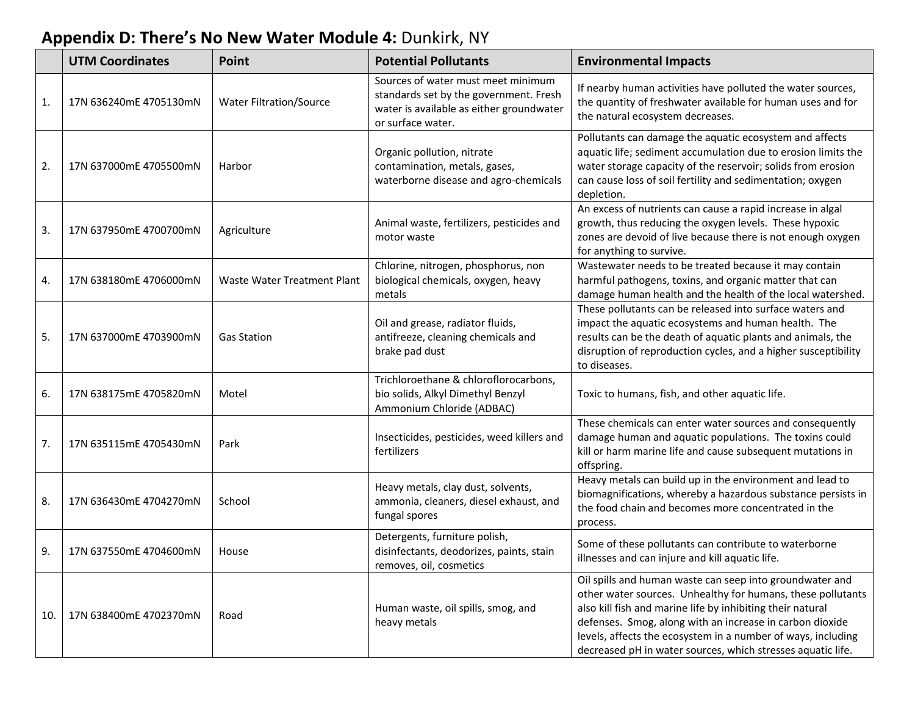## **Appendix D: There's No New Water Module 4:** Dunkirk, NY

| | UTM Coordinates | Point | Potential Pollutants | Environmental Impacts |
|---|---|---|---|---|
| 1. | 17N 636240mE 4705130mN | Water Filtration/Source | Sources of water must meet minimum standards set by the government. Fresh water is available as either groundwater or surface water. | If nearby human activities have polluted the water sources, the quantity of freshwater available for human uses and for the natural ecosystem decreases. |
| 2. | 17N 637000mE 4705500mN | Harbor | Organic pollution, nitrate contamination, metals, gases, waterborne disease and agro-chemicals | Pollutants can damage the aquatic ecosystem and affects aquatic life; sediment accumulation due to erosion limits the water storage capacity of the reservoir; solids from erosion can cause loss of soil fertility and sedimentation; oxygen depletion. |
| 3. | 17N 637950mE 4700700mN | Agriculture | Animal waste, fertilizers, pesticides and motor waste | An excess of nutrients can cause a rapid increase in algal growth, thus reducing the oxygen levels. These hypoxic zones are devoid of live because there is not enough oxygen for anything to survive. |
| 4. | 17N 638180mE 4706000mN | Waste Water Treatment Plant | Chlorine, nitrogen, phosphorus, non biological chemicals, oxygen, heavy metals | Wastewater needs to be treated because it may contain harmful pathogens, toxins, and organic matter that can damage human health and the health of the local watershed. |
| 5. | 17N 637000mE 4703900mN | Gas Station | Oil and grease, radiator fluids, antifreeze, cleaning chemicals and brake pad dust | These pollutants can be released into surface waters and impact the aquatic ecosystems and human health. The results can be the death of aquatic plants and animals, the disruption of reproduction cycles, and a higher susceptibility to diseases. |
| 6. | 17N 638175mE 4705820mN | Motel | Trichloroethane & chloroflorocarbons, bio solids, Alkyl Dimethyl Benzyl Ammonium Chloride (ADBAC) | Toxic to humans, fish, and other aquatic life. |
| 7. | 17N 635115mE 4705430mN | Park | Insecticides, pesticides, weed killers and fertilizers | These chemicals can enter water sources and consequently damage human and aquatic populations. The toxins could kill or harm marine life and cause subsequent mutations in offspring. |
| 8. | 17N 636430mE 4704270mN | School | Heavy metals, clay dust, solvents, ammonia, cleaners, diesel exhaust, and fungal spores | Heavy metals can build up in the environment and lead to biomagnifications, whereby a hazardous substance persists in the food chain and becomes more concentrated in the process. |
| 9. | 17N 637550mE 4704600mN | House | Detergents, furniture polish, disinfectants, deodorizes, paints, stain removes, oil, cosmetics | Some of these pollutants can contribute to waterborne illnesses and can injure and kill aquatic life. |
| 10. | 17N 638400mE 4702370mN | Road | Human waste, oil spills, smog, and heavy metals | Oil spills and human waste can seep into groundwater and other water sources. Unhealthy for humans, these pollutants also kill fish and marine life by inhibiting their natural defenses. Smog, along with an increase in carbon dioxide levels, affects the ecosystem in a number of ways, including decreased pH in water sources, which stresses aquatic life. |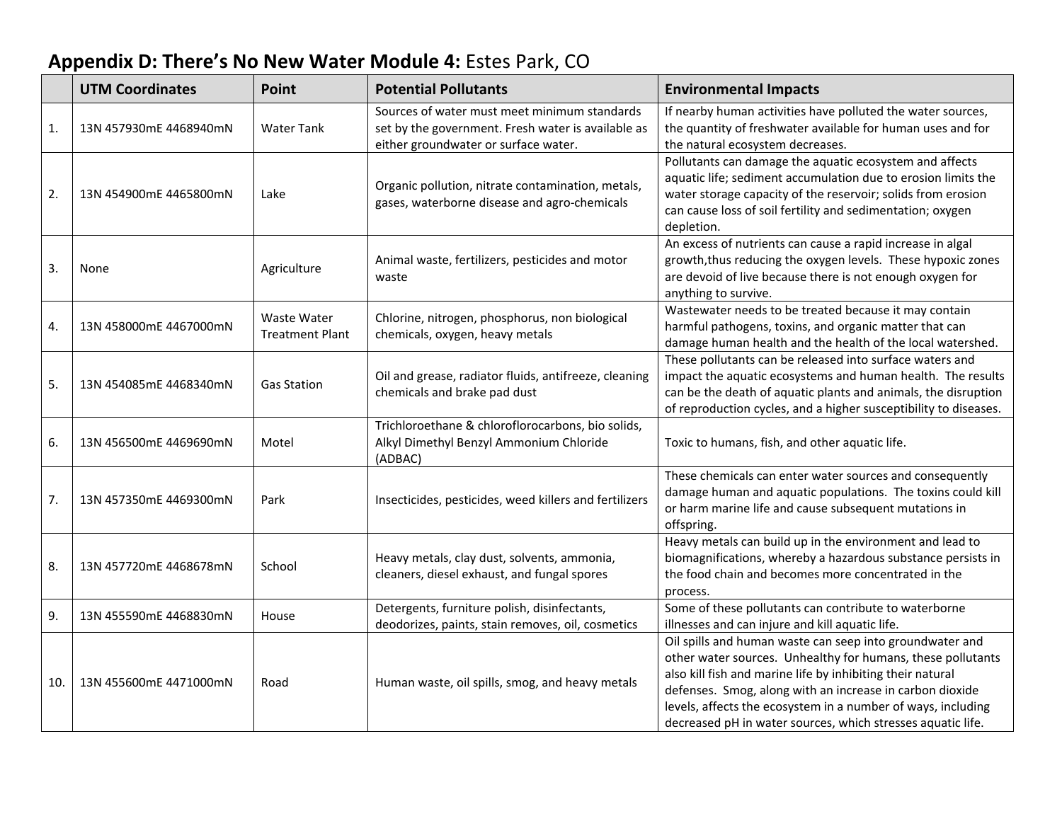# **Appendix D: There's No New Water Module 4:** Estes Park, CO

| | UTM Coordinates | Point | Potential Pollutants | Environmental Impacts |
|---|---|---|---|---|
| 1. | 13N 457930mE 4468940mN | Water Tank | Sources of water must meet minimum standards set by the government. Fresh water is available as either groundwater or surface water. | If nearby human activities have polluted the water sources, the quantity of freshwater available for human uses and for the natural ecosystem decreases. |
| 2. | 13N 454900mE 4465800mN | Lake | Organic pollution, nitrate contamination, metals, gases, waterborne disease and agro-chemicals | Pollutants can damage the aquatic ecosystem and affects aquatic life; sediment accumulation due to erosion limits the water storage capacity of the reservoir; solids from erosion can cause loss of soil fertility and sedimentation; oxygen depletion. |
| 3. | None | Agriculture | Animal waste, fertilizers, pesticides and motor waste | An excess of nutrients can cause a rapid increase in algal growth,thus reducing the oxygen levels. These hypoxic zones are devoid of live because there is not enough oxygen for anything to survive. |
| 4. | 13N 458000mE 4467000mN | Waste Water Treatment Plant | Chlorine, nitrogen, phosphorus, non biological chemicals, oxygen, heavy metals | Wastewater needs to be treated because it may contain harmful pathogens, toxins, and organic matter that can damage human health and the health of the local watershed. |
| 5. | 13N 454085mE 4468340mN | Gas Station | Oil and grease, radiator fluids, antifreeze, cleaning chemicals and brake pad dust | These pollutants can be released into surface waters and impact the aquatic ecosystems and human health. The results can be the death of aquatic plants and animals, the disruption of reproduction cycles, and a higher susceptibility to diseases. |
| 6. | 13N 456500mE 4469690mN | Motel | Trichloroethane & chloroflorocarbons, bio solids, Alkyl Dimethyl Benzyl Ammonium Chloride (ADBAC) | Toxic to humans, fish, and other aquatic life. |
| 7. | 13N 457350mE 4469300mN | Park | Insecticides, pesticides, weed killers and fertilizers | These chemicals can enter water sources and consequently damage human and aquatic populations. The toxins could kill or harm marine life and cause subsequent mutations in offspring. |
| 8. | 13N 457720mE 4468678mN | School | Heavy metals, clay dust, solvents, ammonia, cleaners, diesel exhaust, and fungal spores | Heavy metals can build up in the environment and lead to biomagnifications, whereby a hazardous substance persists in the food chain and becomes more concentrated in the process. |
| 9. | 13N 455590mE 4468830mN | House | Detergents, furniture polish, disinfectants, deodorizes, paints, stain removes, oil, cosmetics | Some of these pollutants can contribute to waterborne illnesses and can injure and kill aquatic life. |
| 10. | 13N 455600mE 4471000mN | Road | Human waste, oil spills, smog, and heavy metals | Oil spills and human waste can seep into groundwater and other water sources. Unhealthy for humans, these pollutants also kill fish and marine life by inhibiting their natural defenses. Smog, along with an increase in carbon dioxide levels, affects the ecosystem in a number of ways, including decreased pH in water sources, which stresses aquatic life. |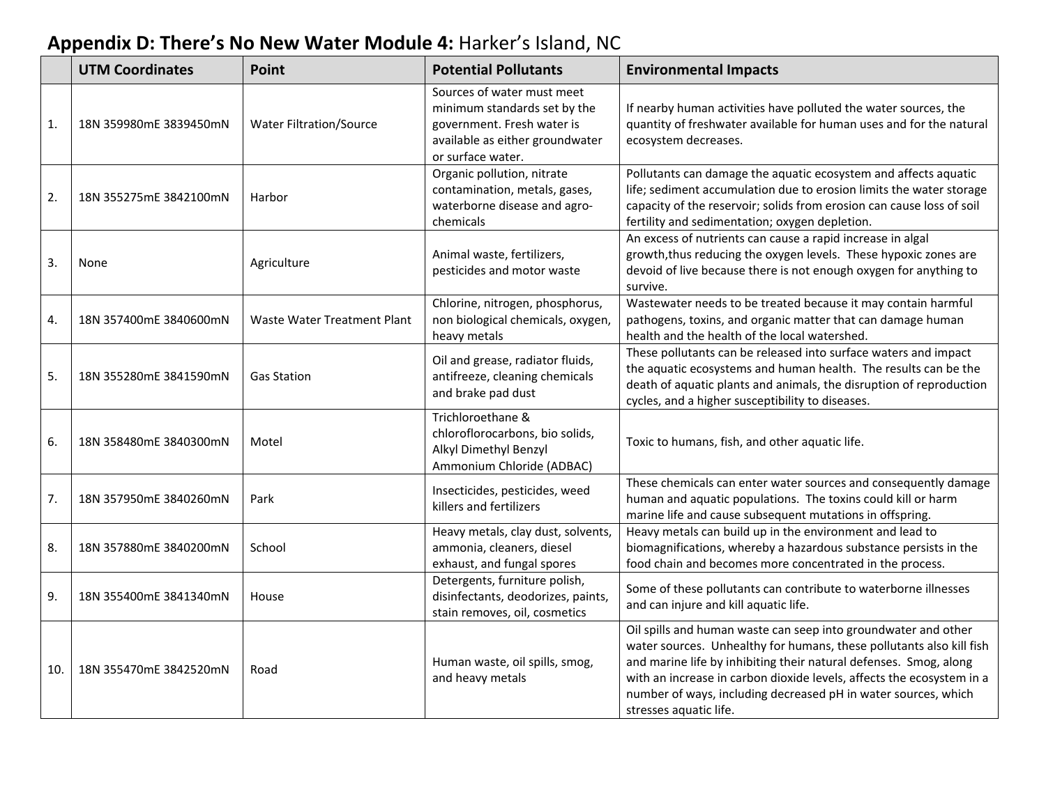## **Appendix D: There's No New Water Module 4:** Harker's Island, NC

| | UTM Coordinates | Point | Potential Pollutants | Environmental Impacts |
|---|---|---|---|---|
| 1. | 18N 359980mE 3839450mN | Water Filtration/Source | Sources of water must meet minimum standards set by the government. Fresh water is available as either groundwater or surface water. | If nearby human activities have polluted the water sources, the quantity of freshwater available for human uses and for the natural ecosystem decreases. |
| 2. | 18N 355275mE 3842100mN | Harbor | Organic pollution, nitrate contamination, metals, gases, waterborne disease and agro-chemicals | Pollutants can damage the aquatic ecosystem and affects aquatic life; sediment accumulation due to erosion limits the water storage capacity of the reservoir; solids from erosion can cause loss of soil fertility and sedimentation; oxygen depletion. |
| 3. | None | Agriculture | Animal waste, fertilizers, pesticides and motor waste | An excess of nutrients can cause a rapid increase in algal growth,thus reducing the oxygen levels. These hypoxic zones are devoid of live because there is not enough oxygen for anything to survive. |
| 4. | 18N 357400mE 3840600mN | Waste Water Treatment Plant | Chlorine, nitrogen, phosphorus, non biological chemicals, oxygen, heavy metals | Wastewater needs to be treated because it may contain harmful pathogens, toxins, and organic matter that can damage human health and the health of the local watershed. |
| 5. | 18N 355280mE 3841590mN | Gas Station | Oil and grease, radiator fluids, antifreeze, cleaning chemicals and brake pad dust | These pollutants can be released into surface waters and impact the aquatic ecosystems and human health. The results can be the death of aquatic plants and animals, the disruption of reproduction cycles, and a higher susceptibility to diseases. |
| 6. | 18N 358480mE 3840300mN | Motel | Trichloroethane & chloroflorocarbons, bio solids, Alkyl Dimethyl Benzyl Ammonium Chloride (ADBAC) | Toxic to humans, fish, and other aquatic life. |
| 7. | 18N 357950mE 3840260mN | Park | Insecticides, pesticides, weed killers and fertilizers | These chemicals can enter water sources and consequently damage human and aquatic populations. The toxins could kill or harm marine life and cause subsequent mutations in offspring. |
| 8. | 18N 357880mE 3840200mN | School | Heavy metals, clay dust, solvents, ammonia, cleaners, diesel exhaust, and fungal spores | Heavy metals can build up in the environment and lead to biomagnifications, whereby a hazardous substance persists in the food chain and becomes more concentrated in the process. |
| 9. | 18N 355400mE 3841340mN | House | Detergents, furniture polish, disinfectants, deodorizes, paints, stain removes, oil, cosmetics | Some of these pollutants can contribute to waterborne illnesses and can injure and kill aquatic life. |
| 10. | 18N 355470mE 3842520mN | Road | Human waste, oil spills, smog, and heavy metals | Oil spills and human waste can seep into groundwater and other water sources. Unhealthy for humans, these pollutants also kill fish and marine life by inhibiting their natural defenses. Smog, along with an increase in carbon dioxide levels, affects the ecosystem in a number of ways, including decreased pH in water sources, which stresses aquatic life. |